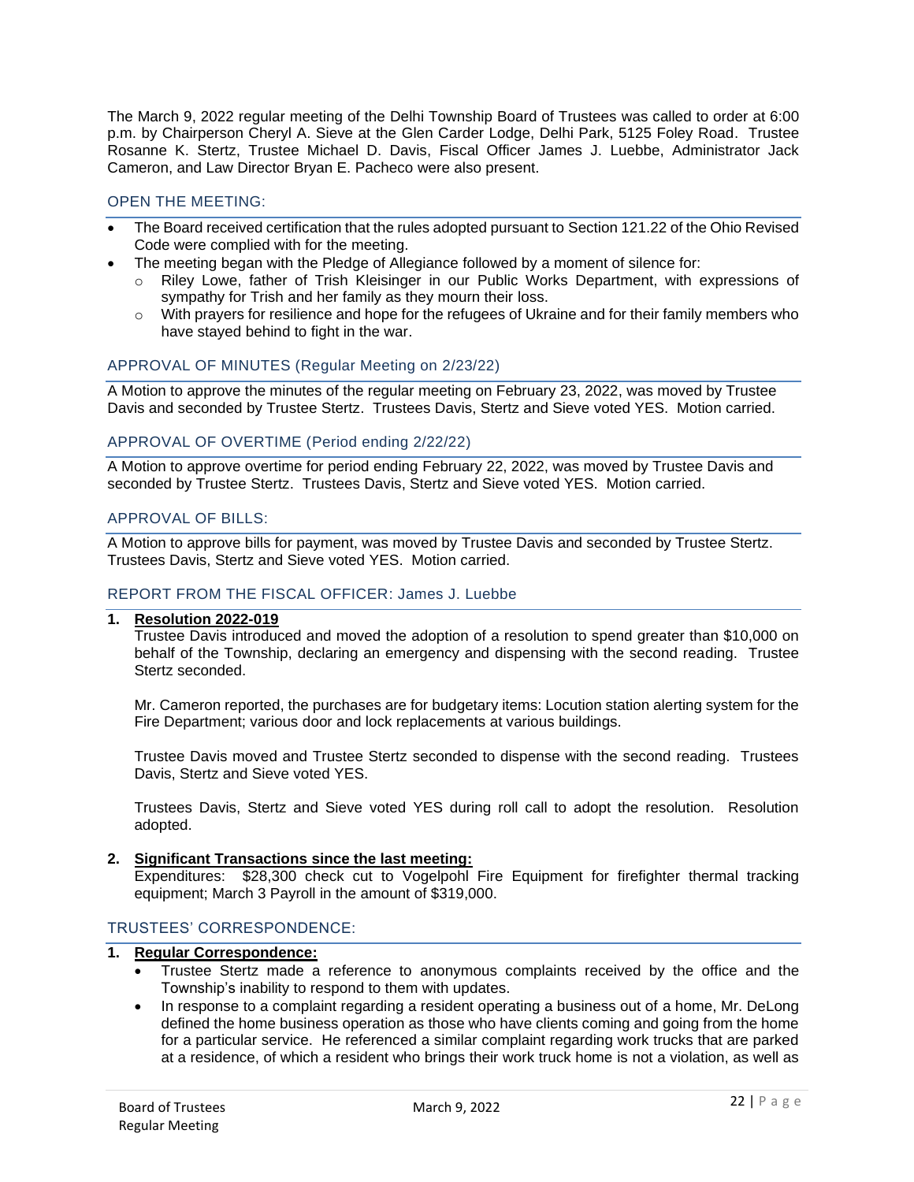The March 9, 2022 regular meeting of the Delhi Township Board of Trustees was called to order at 6:00 p.m. by Chairperson Cheryl A. Sieve at the Glen Carder Lodge, Delhi Park, 5125 Foley Road. Trustee Rosanne K. Stertz, Trustee Michael D. Davis, Fiscal Officer James J. Luebbe, Administrator Jack Cameron, and Law Director Bryan E. Pacheco were also present.

## OPEN THE MEETING:

- The Board received certification that the rules adopted pursuant to Section 121.22 of the Ohio Revised Code were complied with for the meeting.
- The meeting began with the Pledge of Allegiance followed by a moment of silence for:
  - Riley Lowe, father of Trish Kleisinger in our Public Works Department, with expressions of sympathy for Trish and her family as they mourn their loss.
  - With prayers for resilience and hope for the refugees of Ukraine and for their family members who have stayed behind to fight in the war.

## APPROVAL OF MINUTES (Regular Meeting on 2/23/22)

A Motion to approve the minutes of the regular meeting on February 23, 2022, was moved by Trustee Davis and seconded by Trustee Stertz. Trustees Davis, Stertz and Sieve voted YES. Motion carried.

## APPROVAL OF OVERTIME (Period ending 2/22/22)

A Motion to approve overtime for period ending February 22, 2022, was moved by Trustee Davis and seconded by Trustee Stertz. Trustees Davis, Stertz and Sieve voted YES. Motion carried.

## APPROVAL OF BILLS:

A Motion to approve bills for payment, was moved by Trustee Davis and seconded by Trustee Stertz. Trustees Davis, Stertz and Sieve voted YES. Motion carried.

## REPORT FROM THE FISCAL OFFICER: James J. Luebbe

1. **Resolution 2022-019**

   Trustee Davis introduced and moved the adoption of a resolution to spend greater than $10,000 on behalf of the Township, declaring an emergency and dispensing with the second reading. Trustee Stertz seconded.

   Mr. Cameron reported, the purchases are for budgetary items: Locution station alerting system for the Fire Department; various door and lock replacements at various buildings.

   Trustee Davis moved and Trustee Stertz seconded to dispense with the second reading. Trustees Davis, Stertz and Sieve voted YES.

   Trustees Davis, Stertz and Sieve voted YES during roll call to adopt the resolution. Resolution adopted.

2. **Significant Transactions since the last meeting:**

   Expenditures: $28,300 check cut to Vogelpohl Fire Equipment for firefighter thermal tracking equipment; March 3 Payroll in the amount of $319,000.

## TRUSTEES' CORRESPONDENCE:

1. **Regular Correspondence:**
   - Trustee Stertz made a reference to anonymous complaints received by the office and the Township's inability to respond to them with updates.
   - In response to a complaint regarding a resident operating a business out of a home, Mr. DeLong defined the home business operation as those who have clients coming and going from the home for a particular service. He referenced a similar complaint regarding work trucks that are parked at a residence, of which a resident who brings their work truck home is not a violation, as well as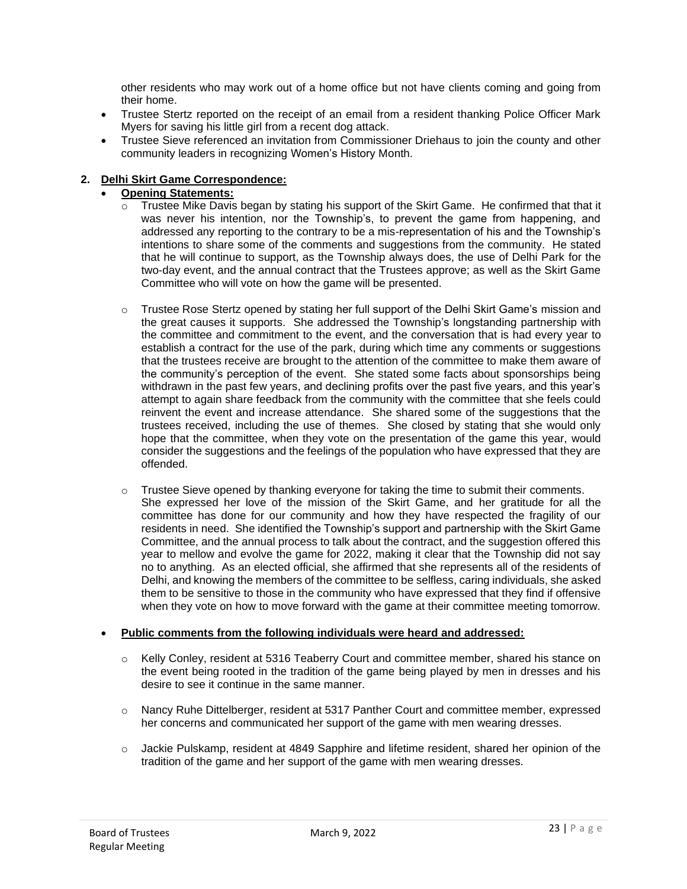other residents who may work out of a home office but not have clients coming and going from their home.

- Trustee Stertz reported on the receipt of an email from a resident thanking Police Officer Mark Myers for saving his little girl from a recent dog attack.
- Trustee Sieve referenced an invitation from Commissioner Driehaus to join the county and other community leaders in recognizing Women's History Month.

**2. Delhi Skirt Game Correspondence:**

- **Opening Statements:**
  - Trustee Mike Davis began by stating his support of the Skirt Game. He confirmed that that it was never his intention, nor the Township's, to prevent the game from happening, and addressed any reporting to the contrary to be a mis-representation of his and the Township's intentions to share some of the comments and suggestions from the community. He stated that he will continue to support, as the Township always does, the use of Delhi Park for the two-day event, and the annual contract that the Trustees approve; as well as the Skirt Game Committee who will vote on how the game will be presented.

  - Trustee Rose Stertz opened by stating her full support of the Delhi Skirt Game's mission and the great causes it supports. She addressed the Township's longstanding partnership with the committee and commitment to the event, and the conversation that is had every year to establish a contract for the use of the park, during which time any comments or suggestions that the trustees receive are brought to the attention of the committee to make them aware of the community's perception of the event. She stated some facts about sponsorships being withdrawn in the past few years, and declining profits over the past five years, and this year's attempt to again share feedback from the community with the committee that she feels could reinvent the event and increase attendance. She shared some of the suggestions that the trustees received, including the use of themes. She closed by stating that she would only hope that the committee, when they vote on the presentation of the game this year, would consider the suggestions and the feelings of the population who have expressed that they are offended.

  - Trustee Sieve opened by thanking everyone for taking the time to submit their comments. She expressed her love of the mission of the Skirt Game, and her gratitude for all the committee has done for our community and how they have respected the fragility of our residents in need. She identified the Township's support and partnership with the Skirt Game Committee, and the annual process to talk about the contract, and the suggestion offered this year to mellow and evolve the game for 2022, making it clear that the Township did not say no to anything. As an elected official, she affirmed that she represents all of the residents of Delhi, and knowing the members of the committee to be selfless, caring individuals, she asked them to be sensitive to those in the community who have expressed that they find if offensive when they vote on how to move forward with the game at their committee meeting tomorrow.

- **Public comments from the following individuals were heard and addressed:**

  - Kelly Conley, resident at 5316 Teaberry Court and committee member, shared his stance on the event being rooted in the tradition of the game being played by men in dresses and his desire to see it continue in the same manner.

  - Nancy Ruhe Dittelberger, resident at 5317 Panther Court and committee member, expressed her concerns and communicated her support of the game with men wearing dresses.

  - Jackie Pulskamp, resident at 4849 Sapphire and lifetime resident, shared her opinion of the tradition of the game and her support of the game with men wearing dresses.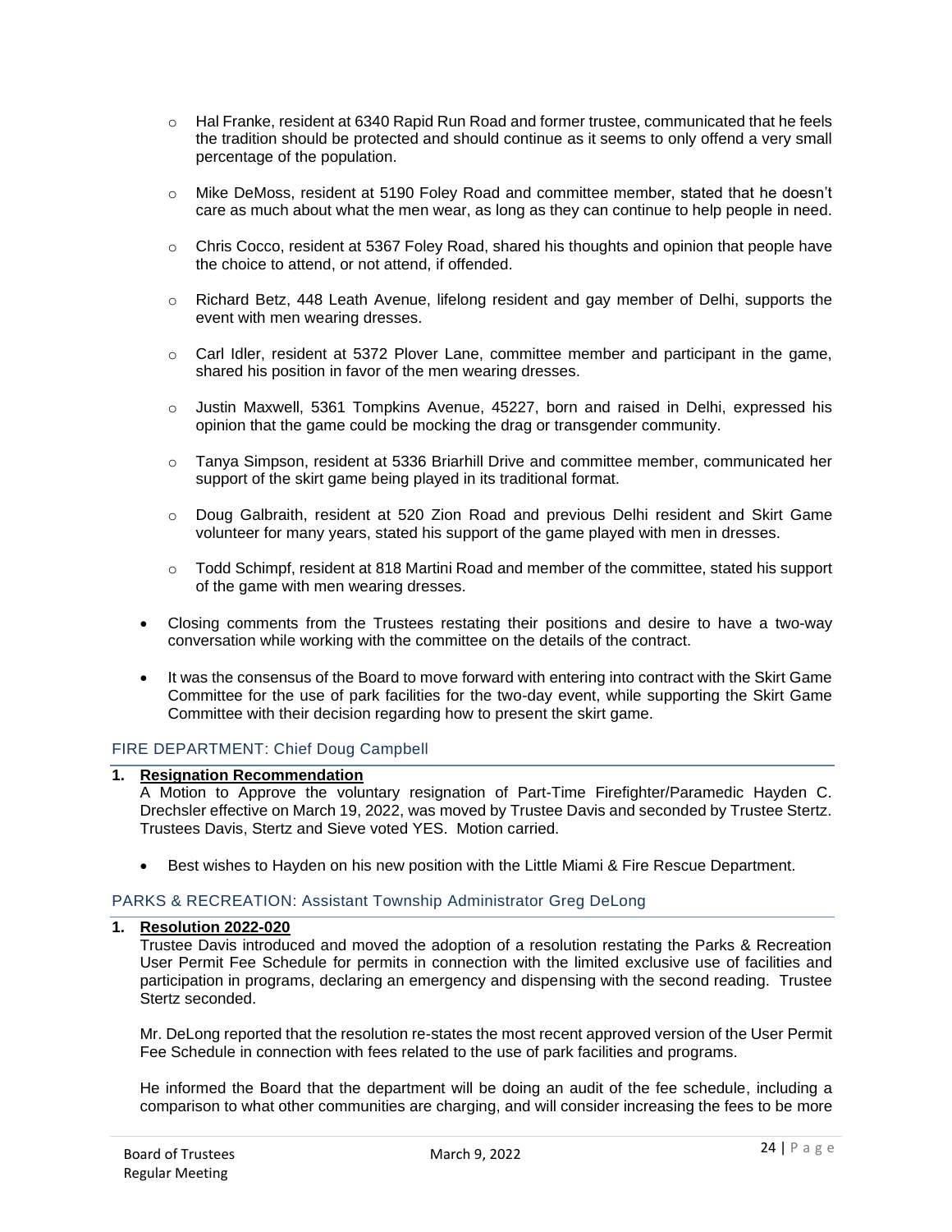- Hal Franke, resident at 6340 Rapid Run Road and former trustee, communicated that he feels the tradition should be protected and should continue as it seems to only offend a very small percentage of the population.

- Mike DeMoss, resident at 5190 Foley Road and committee member, stated that he doesn't care as much about what the men wear, as long as they can continue to help people in need.

- Chris Cocco, resident at 5367 Foley Road, shared his thoughts and opinion that people have the choice to attend, or not attend, if offended.

- Richard Betz, 448 Leath Avenue, lifelong resident and gay member of Delhi, supports the event with men wearing dresses.

- Carl Idler, resident at 5372 Plover Lane, committee member and participant in the game, shared his position in favor of the men wearing dresses.

- Justin Maxwell, 5361 Tompkins Avenue, 45227, born and raised in Delhi, expressed his opinion that the game could be mocking the drag or transgender community.

- Tanya Simpson, resident at 5336 Briarhill Drive and committee member, communicated her support of the skirt game being played in its traditional format.

- Doug Galbraith, resident at 520 Zion Road and previous Delhi resident and Skirt Game volunteer for many years, stated his support of the game played with men in dresses.

- Todd Schimpf, resident at 818 Martini Road and member of the committee, stated his support of the game with men wearing dresses.

- Closing comments from the Trustees restating their positions and desire to have a two-way conversation while working with the committee on the details of the contract.

- It was the consensus of the Board to move forward with entering into contract with the Skirt Game Committee for the use of park facilities for the two-day event, while supporting the Skirt Game Committee with their decision regarding how to present the skirt game.

## FIRE DEPARTMENT: Chief Doug Campbell

1. **Resignation Recommendation**
   A Motion to Approve the voluntary resignation of Part-Time Firefighter/Paramedic Hayden C. Drechsler effective on March 19, 2022, was moved by Trustee Davis and seconded by Trustee Stertz. Trustees Davis, Stertz and Sieve voted YES. Motion carried.

   - Best wishes to Hayden on his new position with the Little Miami & Fire Rescue Department.

## PARKS & RECREATION: Assistant Township Administrator Greg DeLong

1. **Resolution 2022-020**
   Trustee Davis introduced and moved the adoption of a resolution restating the Parks & Recreation User Permit Fee Schedule for permits in connection with the limited exclusive use of facilities and participation in programs, declaring an emergency and dispensing with the second reading. Trustee Stertz seconded.

   Mr. DeLong reported that the resolution re-states the most recent approved version of the User Permit Fee Schedule in connection with fees related to the use of park facilities and programs.

   He informed the Board that the department will be doing an audit of the fee schedule, including a comparison to what other communities are charging, and will consider increasing the fees to be more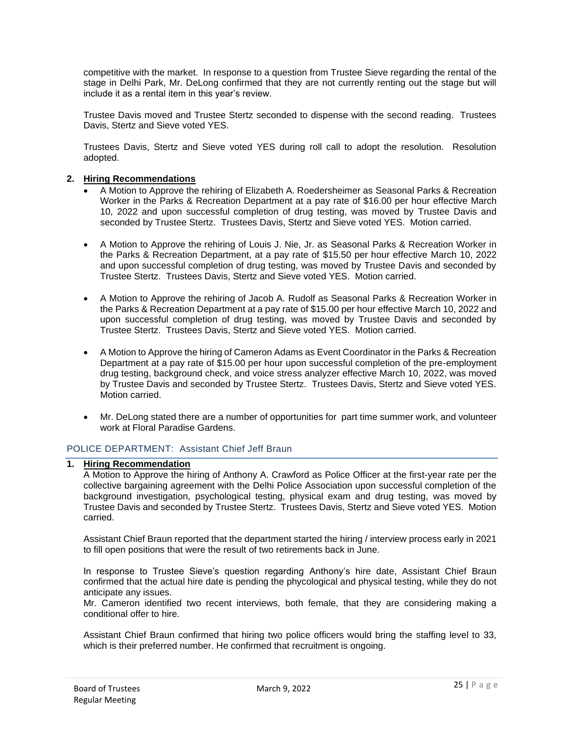competitive with the market. In response to a question from Trustee Sieve regarding the rental of the stage in Delhi Park, Mr. DeLong confirmed that they are not currently renting out the stage but will include it as a rental item in this year's review.

Trustee Davis moved and Trustee Stertz seconded to dispense with the second reading. Trustees Davis, Stertz and Sieve voted YES.

Trustees Davis, Stertz and Sieve voted YES during roll call to adopt the resolution. Resolution adopted.

**2. Hiring Recommendations**

- A Motion to Approve the rehiring of Elizabeth A. Roedersheimer as Seasonal Parks & Recreation Worker in the Parks & Recreation Department at a pay rate of $16.00 per hour effective March 10, 2022 and upon successful completion of drug testing, was moved by Trustee Davis and seconded by Trustee Stertz. Trustees Davis, Stertz and Sieve voted YES. Motion carried.

- A Motion to Approve the rehiring of Louis J. Nie, Jr. as Seasonal Parks & Recreation Worker in the Parks & Recreation Department, at a pay rate of $15.50 per hour effective March 10, 2022 and upon successful completion of drug testing, was moved by Trustee Davis and seconded by Trustee Stertz. Trustees Davis, Stertz and Sieve voted YES. Motion carried.

- A Motion to Approve the rehiring of Jacob A. Rudolf as Seasonal Parks & Recreation Worker in the Parks & Recreation Department at a pay rate of $15.00 per hour effective March 10, 2022 and upon successful completion of drug testing, was moved by Trustee Davis and seconded by Trustee Stertz. Trustees Davis, Stertz and Sieve voted YES. Motion carried.

- A Motion to Approve the hiring of Cameron Adams as Event Coordinator in the Parks & Recreation Department at a pay rate of $15.00 per hour upon successful completion of the pre-employment drug testing, background check, and voice stress analyzer effective March 10, 2022, was moved by Trustee Davis and seconded by Trustee Stertz. Trustees Davis, Stertz and Sieve voted YES. Motion carried.

- Mr. DeLong stated there are a number of opportunities for part time summer work, and volunteer work at Floral Paradise Gardens.

## POLICE DEPARTMENT: Assistant Chief Jeff Braun

**1. Hiring Recommendation**

A Motion to Approve the hiring of Anthony A. Crawford as Police Officer at the first-year rate per the collective bargaining agreement with the Delhi Police Association upon successful completion of the background investigation, psychological testing, physical exam and drug testing, was moved by Trustee Davis and seconded by Trustee Stertz. Trustees Davis, Stertz and Sieve voted YES. Motion carried.

Assistant Chief Braun reported that the department started the hiring / interview process early in 2021 to fill open positions that were the result of two retirements back in June.

In response to Trustee Sieve's question regarding Anthony's hire date, Assistant Chief Braun confirmed that the actual hire date is pending the phycological and physical testing, while they do not anticipate any issues.
Mr. Cameron identified two recent interviews, both female, that they are considering making a conditional offer to hire.

Assistant Chief Braun confirmed that hiring two police officers would bring the staffing level to 33, which is their preferred number. He confirmed that recruitment is ongoing.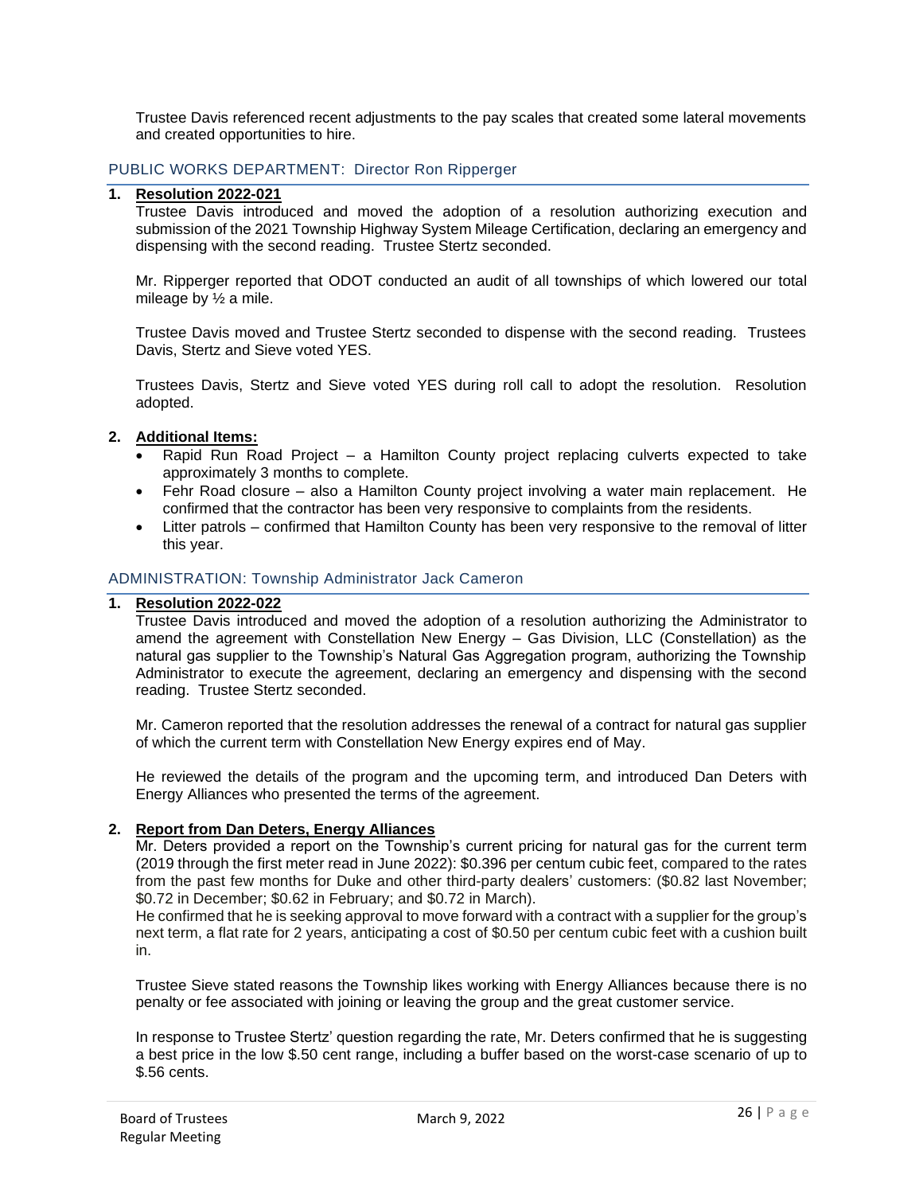Trustee Davis referenced recent adjustments to the pay scales that created some lateral movements and created opportunities to hire.

## PUBLIC WORKS DEPARTMENT: Director Ron Ripperger

1. **Resolution 2022-021**

   Trustee Davis introduced and moved the adoption of a resolution authorizing execution and submission of the 2021 Township Highway System Mileage Certification, declaring an emergency and dispensing with the second reading. Trustee Stertz seconded.

   Mr. Ripperger reported that ODOT conducted an audit of all townships of which lowered our total mileage by ½ a mile.

   Trustee Davis moved and Trustee Stertz seconded to dispense with the second reading. Trustees Davis, Stertz and Sieve voted YES.

   Trustees Davis, Stertz and Sieve voted YES during roll call to adopt the resolution. Resolution adopted.

2. **Additional Items:**
   - Rapid Run Road Project – a Hamilton County project replacing culverts expected to take approximately 3 months to complete.
   - Fehr Road closure – also a Hamilton County project involving a water main replacement. He confirmed that the contractor has been very responsive to complaints from the residents.
   - Litter patrols – confirmed that Hamilton County has been very responsive to the removal of litter this year.

## ADMINISTRATION: Township Administrator Jack Cameron

1. **Resolution 2022-022**

   Trustee Davis introduced and moved the adoption of a resolution authorizing the Administrator to amend the agreement with Constellation New Energy – Gas Division, LLC (Constellation) as the natural gas supplier to the Township's Natural Gas Aggregation program, authorizing the Township Administrator to execute the agreement, declaring an emergency and dispensing with the second reading. Trustee Stertz seconded.

   Mr. Cameron reported that the resolution addresses the renewal of a contract for natural gas supplier of which the current term with Constellation New Energy expires end of May.

   He reviewed the details of the program and the upcoming term, and introduced Dan Deters with Energy Alliances who presented the terms of the agreement.

2. **Report from Dan Deters, Energy Alliances**

   Mr. Deters provided a report on the Township's current pricing for natural gas for the current term (2019 through the first meter read in June 2022): $0.396 per centum cubic feet, compared to the rates from the past few months for Duke and other third-party dealers' customers: ($0.82 last November; $0.72 in December; $0.62 in February; and $0.72 in March).
   He confirmed that he is seeking approval to move forward with a contract with a supplier for the group's next term, a flat rate for 2 years, anticipating a cost of $0.50 per centum cubic feet with a cushion built in.

   Trustee Sieve stated reasons the Township likes working with Energy Alliances because there is no penalty or fee associated with joining or leaving the group and the great customer service.

   In response to Trustee Stertz' question regarding the rate, Mr. Deters confirmed that he is suggesting a best price in the low $.50 cent range, including a buffer based on the worst-case scenario of up to $.56 cents.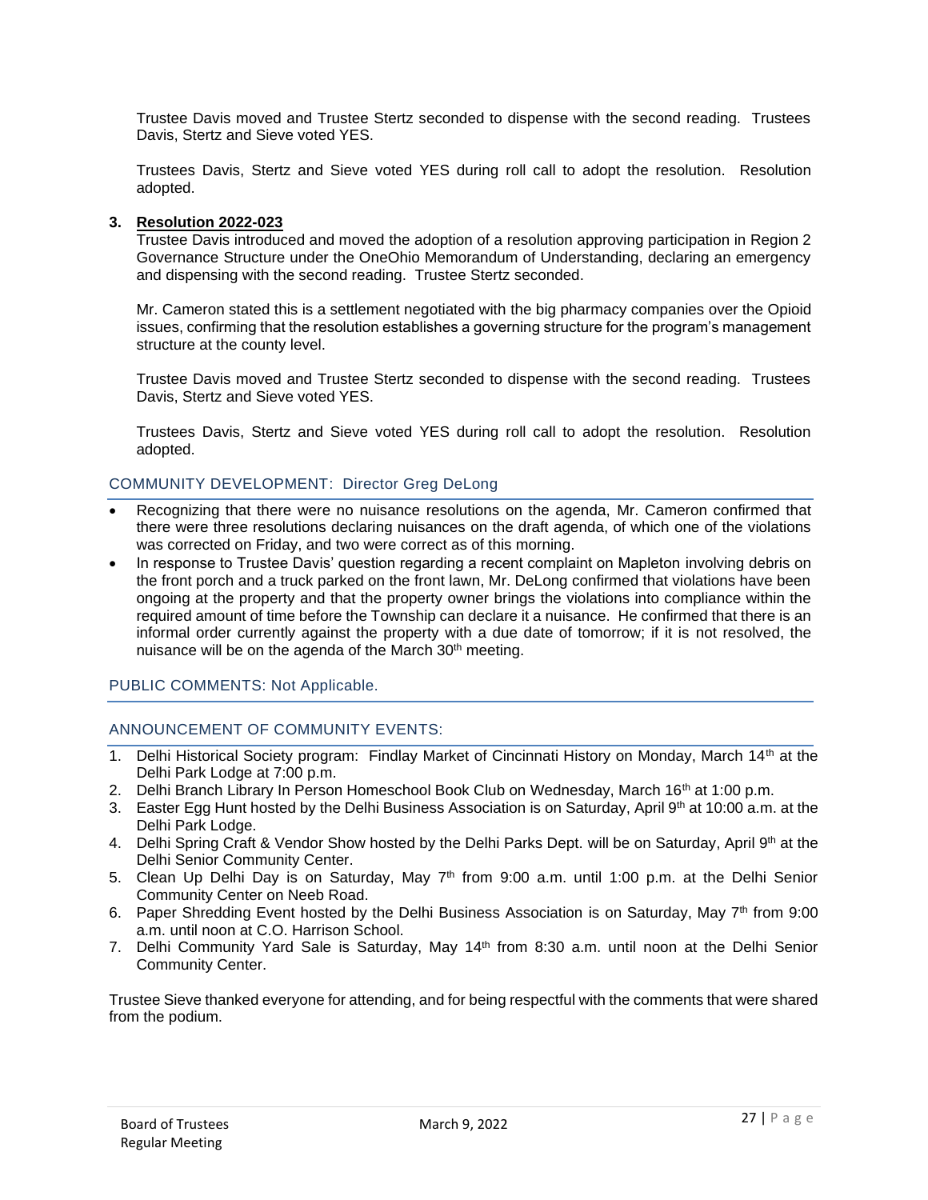Trustee Davis moved and Trustee Stertz seconded to dispense with the second reading. Trustees Davis, Stertz and Sieve voted YES.

Trustees Davis, Stertz and Sieve voted YES during roll call to adopt the resolution. Resolution adopted.

**3. Resolution 2022-023**

Trustee Davis introduced and moved the adoption of a resolution approving participation in Region 2 Governance Structure under the OneOhio Memorandum of Understanding, declaring an emergency and dispensing with the second reading. Trustee Stertz seconded.

Mr. Cameron stated this is a settlement negotiated with the big pharmacy companies over the Opioid issues, confirming that the resolution establishes a governing structure for the program's management structure at the county level.

Trustee Davis moved and Trustee Stertz seconded to dispense with the second reading. Trustees Davis, Stertz and Sieve voted YES.

Trustees Davis, Stertz and Sieve voted YES during roll call to adopt the resolution. Resolution adopted.

## COMMUNITY DEVELOPMENT: Director Greg DeLong

- Recognizing that there were no nuisance resolutions on the agenda, Mr. Cameron confirmed that there were three resolutions declaring nuisances on the draft agenda, of which one of the violations was corrected on Friday, and two were correct as of this morning.
- In response to Trustee Davis' question regarding a recent complaint on Mapleton involving debris on the front porch and a truck parked on the front lawn, Mr. DeLong confirmed that violations have been ongoing at the property and that the property owner brings the violations into compliance within the required amount of time before the Township can declare it a nuisance. He confirmed that there is an informal order currently against the property with a due date of tomorrow; if it is not resolved, the nuisance will be on the agenda of the March 30th meeting.

## PUBLIC COMMENTS: Not Applicable.

## ANNOUNCEMENT OF COMMUNITY EVENTS:

1. Delhi Historical Society program: Findlay Market of Cincinnati History on Monday, March 14th at the Delhi Park Lodge at 7:00 p.m.
2. Delhi Branch Library In Person Homeschool Book Club on Wednesday, March 16th at 1:00 p.m.
3. Easter Egg Hunt hosted by the Delhi Business Association is on Saturday, April 9th at 10:00 a.m. at the Delhi Park Lodge.
4. Delhi Spring Craft & Vendor Show hosted by the Delhi Parks Dept. will be on Saturday, April 9th at the Delhi Senior Community Center.
5. Clean Up Delhi Day is on Saturday, May 7th from 9:00 a.m. until 1:00 p.m. at the Delhi Senior Community Center on Neeb Road.
6. Paper Shredding Event hosted by the Delhi Business Association is on Saturday, May 7th from 9:00 a.m. until noon at C.O. Harrison School.
7. Delhi Community Yard Sale is Saturday, May 14th from 8:30 a.m. until noon at the Delhi Senior Community Center.

Trustee Sieve thanked everyone for attending, and for being respectful with the comments that were shared from the podium.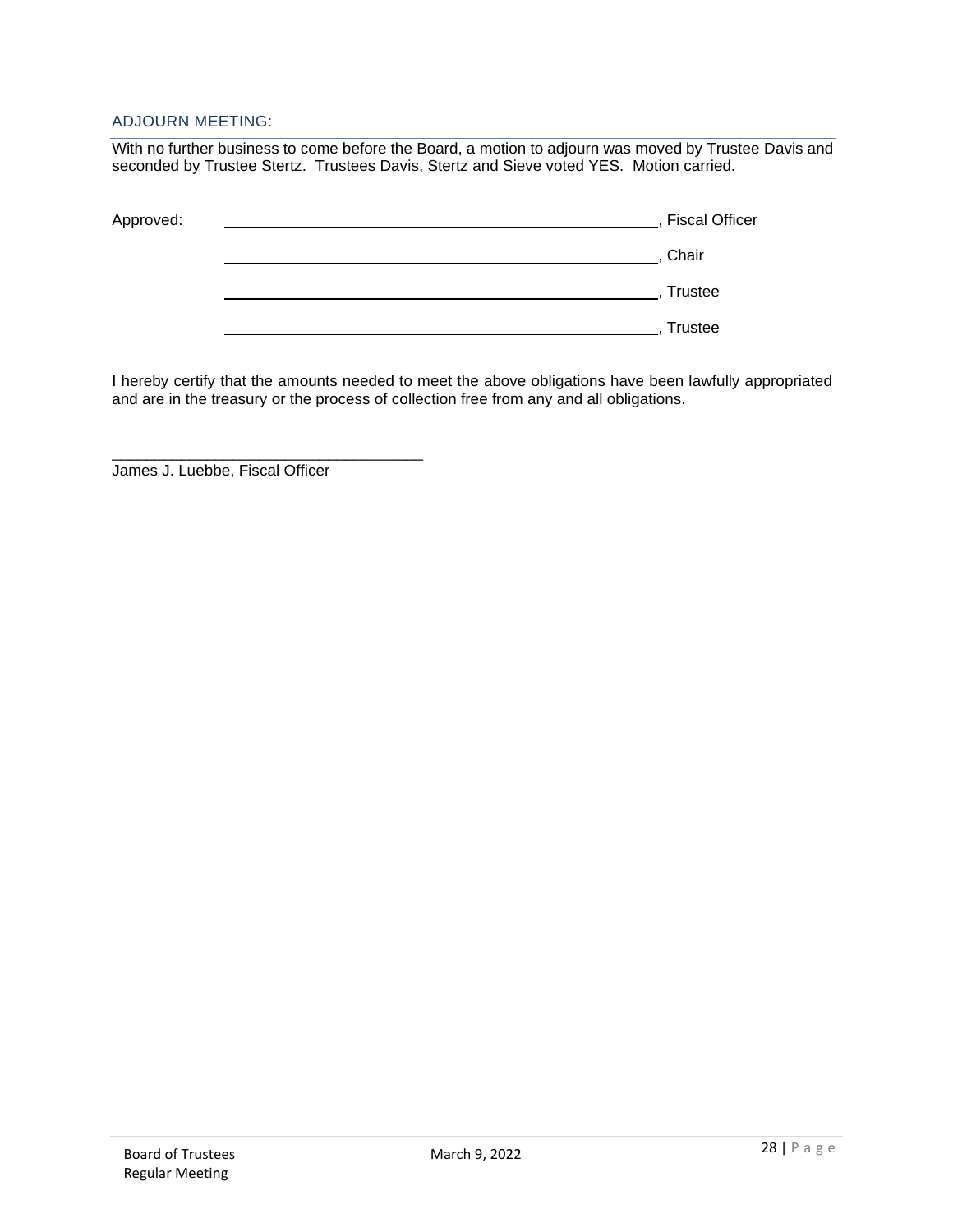## ADJOURN MEETING:

With no further business to come before the Board, a motion to adjourn was moved by Trustee Davis and seconded by Trustee Stertz. Trustees Davis, Stertz and Sieve voted YES. Motion carried.

Approved: ______________________________, Fiscal Officer

______________________________, Chair

______________________________, Trustee

______________________________, Trustee

I hereby certify that the amounts needed to meet the above obligations have been lawfully appropriated and are in the treasury or the process of collection free from any and all obligations.

______________________________

James J. Luebbe, Fiscal Officer